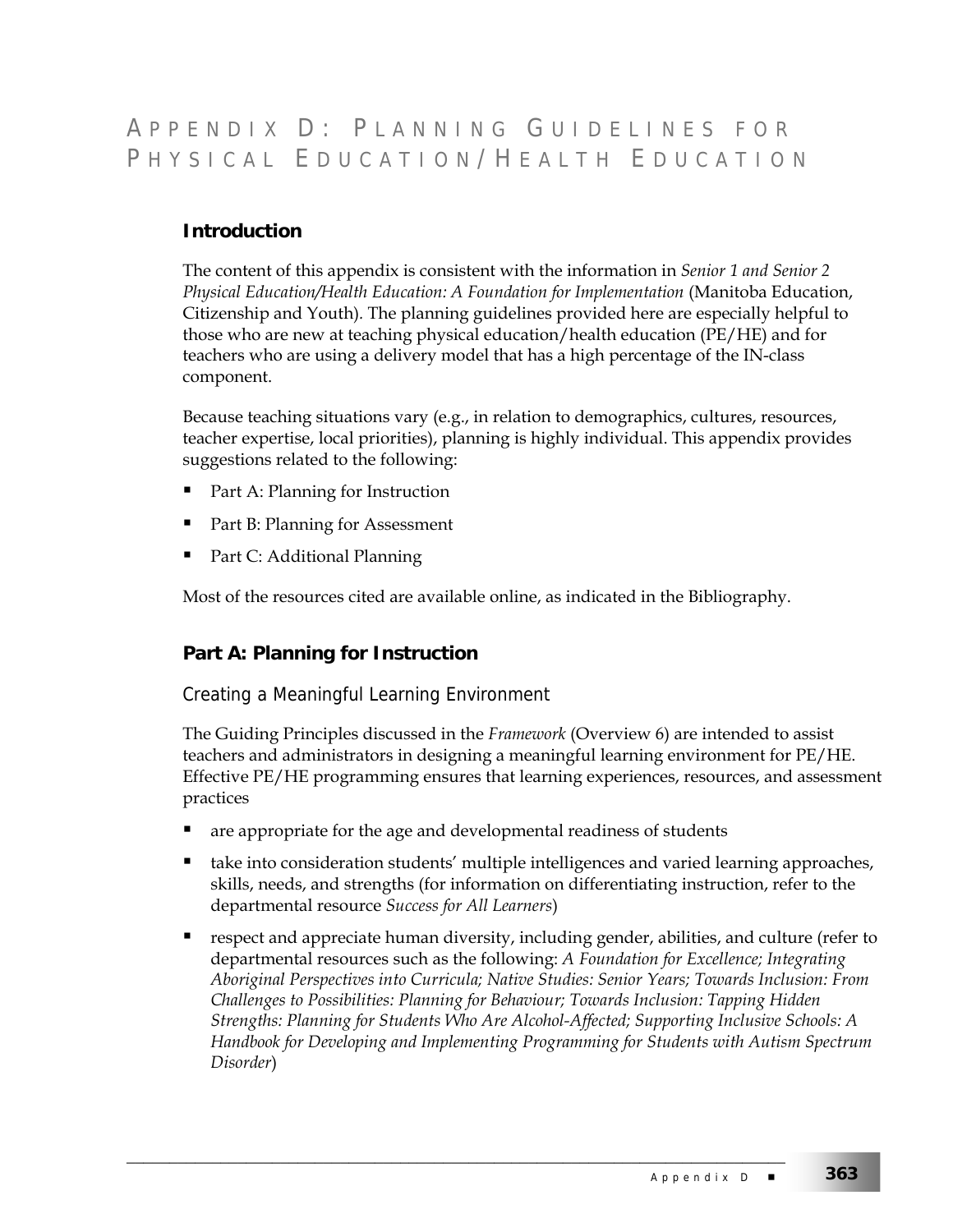# Appendix D: Planning Guidelines for Physical Education/Health Education

## Introduction

The content of this appendix is consistent with the information in *Senior 1 and Senior 2 Physical Education/Health Education: A Foundation for Implementation* (Manitoba Education, Citizenship and Youth). The planning guidelines provided here are especially helpful to those who are new at teaching physical education/health education (PE/HE) and for teachers who are using a delivery model that has a high percentage of the IN-class component.

Because teaching situations vary (e.g., in relation to demographics, cultures, resources, teacher expertise, local priorities), planning is highly individual. This appendix provides suggestions related to the following:

- Part A: Planning for Instruction
- Part B: Planning for Assessment
- Part C: Additional Planning

Most of the resources cited are available online, as indicated in the Bibliography.

## Part A: Planning for Instruction

### Creating a Meaningful Learning Environment

The Guiding Principles discussed in the *Framework* (Overview 6) are intended to assist teachers and administrators in designing a meaningful learning environment for PE/HE. Effective PE/HE programming ensures that learning experiences, resources, and assessment practices

- are appropriate for the age and developmental readiness of students
- take into consideration students' multiple intelligences and varied learning approaches, skills, needs, and strengths (for information on differentiating instruction, refer to the departmental resource *Success for All Learners*)
- respect and appreciate human diversity, including gender, abilities, and culture (refer to departmental resources such as the following: *A Foundation for Excellence; Integrating Aboriginal Perspectives into Curricula; Native Studies: Senior Years; Towards Inclusion: From Challenges to Possibilities: Planning for Behaviour; Towards Inclusion: Tapping Hidden Strengths: Planning for Students Who Are Alcohol-Affected; Supporting Inclusive Schools: A Handbook for Developing and Implementing Programming for Students with Autism Spectrum Disorder*)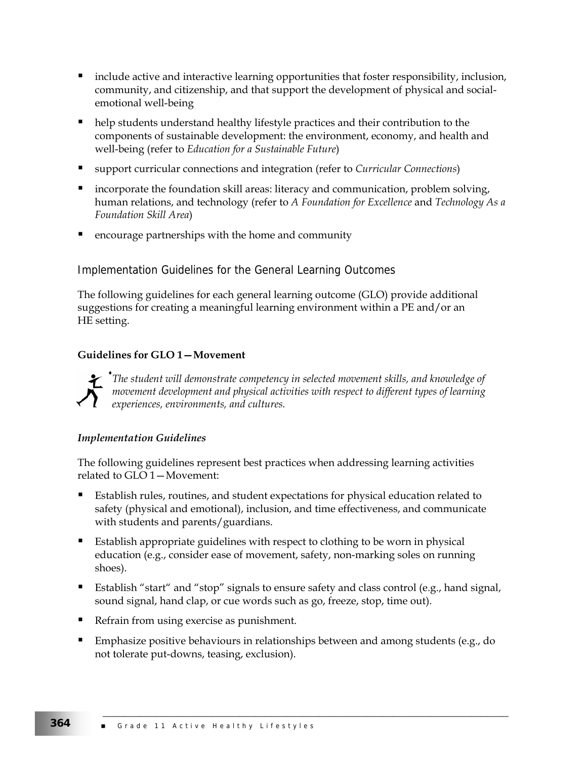- include active and interactive learning opportunities that foster responsibility, inclusion, community, and citizenship, and that support the development of physical and social-emotional well-being
- help students understand healthy lifestyle practices and their contribution to the components of sustainable development: the environment, economy, and health and well-being (refer to *Education for a Sustainable Future*)
- support curricular connections and integration (refer to *Curricular Connections*)
- incorporate the foundation skill areas: literacy and communication, problem solving, human relations, and technology (refer to *A Foundation for Excellence* and *Technology As a Foundation Skill Area*)
- encourage partnerships with the home and community

## Implementation Guidelines for the General Learning Outcomes

The following guidelines for each general learning outcome (GLO) provide additional suggestions for creating a meaningful learning environment within a PE and/or an HE setting.

### Guidelines for GLO 1—Movement

*The student will demonstrate competency in selected movement skills, and knowledge of movement development and physical activities with respect to different types of learning experiences, environments, and cultures.*

#### *Implementation Guidelines*

The following guidelines represent best practices when addressing learning activities related to GLO 1—Movement:

- Establish rules, routines, and student expectations for physical education related to safety (physical and emotional), inclusion, and time effectiveness, and communicate with students and parents/guardians.
- Establish appropriate guidelines with respect to clothing to be worn in physical education (e.g., consider ease of movement, safety, non-marking soles on running shoes).
- Establish "start" and "stop" signals to ensure safety and class control (e.g., hand signal, sound signal, hand clap, or cue words such as go, freeze, stop, time out).
- Refrain from using exercise as punishment.
- Emphasize positive behaviours in relationships between and among students (e.g., do not tolerate put-downs, teasing, exclusion).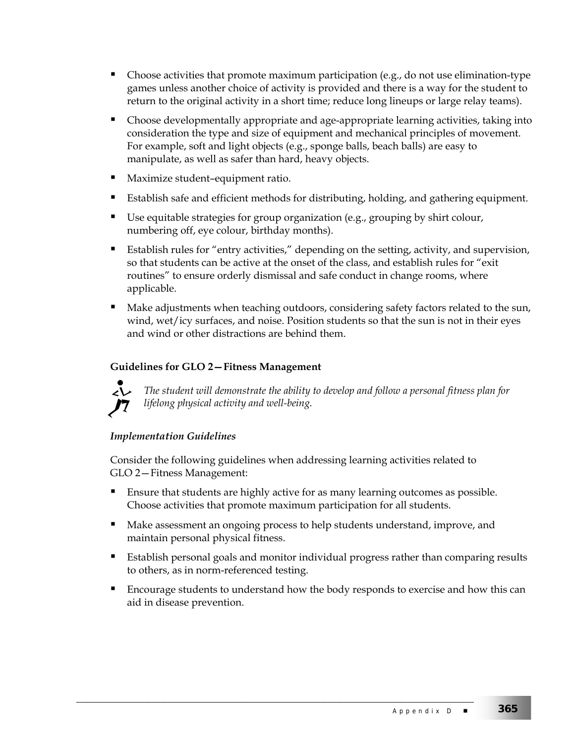- Choose activities that promote maximum participation (e.g., do not use elimination-type games unless another choice of activity is provided and there is a way for the student to return to the original activity in a short time; reduce long lineups or large relay teams).
- Choose developmentally appropriate and age-appropriate learning activities, taking into consideration the type and size of equipment and mechanical principles of movement. For example, soft and light objects (e.g., sponge balls, beach balls) are easy to manipulate, as well as safer than hard, heavy objects.
- Maximize student–equipment ratio.
- Establish safe and efficient methods for distributing, holding, and gathering equipment.
- Use equitable strategies for group organization (e.g., grouping by shirt colour, numbering off, eye colour, birthday months).
- Establish rules for "entry activities," depending on the setting, activity, and supervision, so that students can be active at the onset of the class, and establish rules for "exit routines" to ensure orderly dismissal and safe conduct in change rooms, where applicable.
- Make adjustments when teaching outdoors, considering safety factors related to the sun, wind, wet/icy surfaces, and noise. Position students so that the sun is not in their eyes and wind or other distractions are behind them.

#### Guidelines for GLO 2—Fitness Management

*The student will demonstrate the ability to develop and follow a personal fitness plan for lifelong physical activity and well-being.*

##### *Implementation Guidelines*

Consider the following guidelines when addressing learning activities related to GLO 2—Fitness Management:

- Ensure that students are highly active for as many learning outcomes as possible. Choose activities that promote maximum participation for all students.
- Make assessment an ongoing process to help students understand, improve, and maintain personal physical fitness.
- Establish personal goals and monitor individual progress rather than comparing results to others, as in norm-referenced testing.
- Encourage students to understand how the body responds to exercise and how this can aid in disease prevention.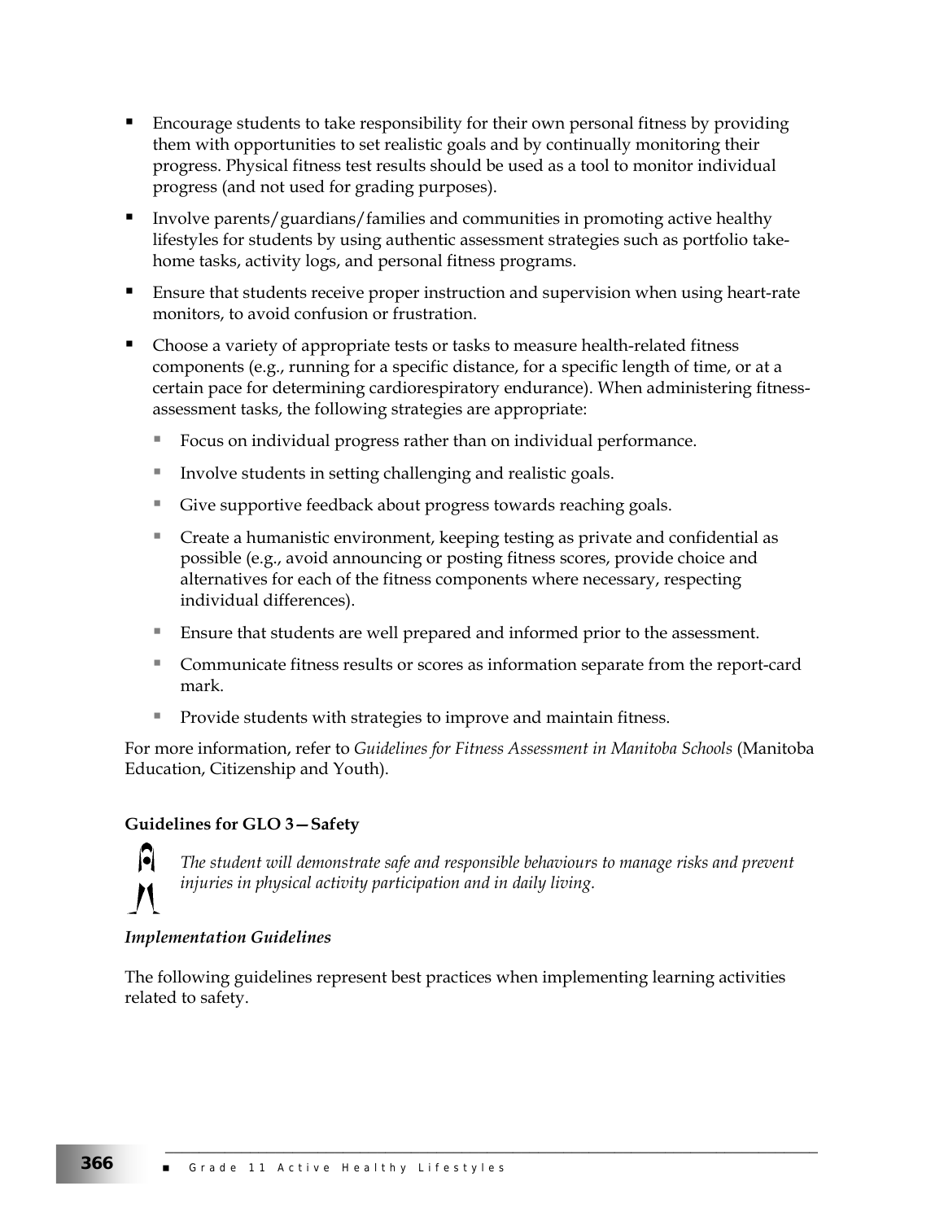- Encourage students to take responsibility for their own personal fitness by providing them with opportunities to set realistic goals and by continually monitoring their progress. Physical fitness test results should be used as a tool to monitor individual progress (and not used for grading purposes).
- Involve parents/guardians/families and communities in promoting active healthy lifestyles for students by using authentic assessment strategies such as portfolio take-home tasks, activity logs, and personal fitness programs.
- Ensure that students receive proper instruction and supervision when using heart-rate monitors, to avoid confusion or frustration.
- Choose a variety of appropriate tests or tasks to measure health-related fitness components (e.g., running for a specific distance, for a specific length of time, or at a certain pace for determining cardiorespiratory endurance). When administering fitness-assessment tasks, the following strategies are appropriate:
  - Focus on individual progress rather than on individual performance.
  - Involve students in setting challenging and realistic goals.
  - Give supportive feedback about progress towards reaching goals.
  - Create a humanistic environment, keeping testing as private and confidential as possible (e.g., avoid announcing or posting fitness scores, provide choice and alternatives for each of the fitness components where necessary, respecting individual differences).
  - Ensure that students are well prepared and informed prior to the assessment.
  - Communicate fitness results or scores as information separate from the report-card mark.
  - Provide students with strategies to improve and maintain fitness.

For more information, refer to *Guidelines for Fitness Assessment in Manitoba Schools* (Manitoba Education, Citizenship and Youth).

**Guidelines for GLO 3—Safety**

*The student will demonstrate safe and responsible behaviours to manage risks and prevent injuries in physical activity participation and in daily living.*

***Implementation Guidelines***

The following guidelines represent best practices when implementing learning activities related to safety.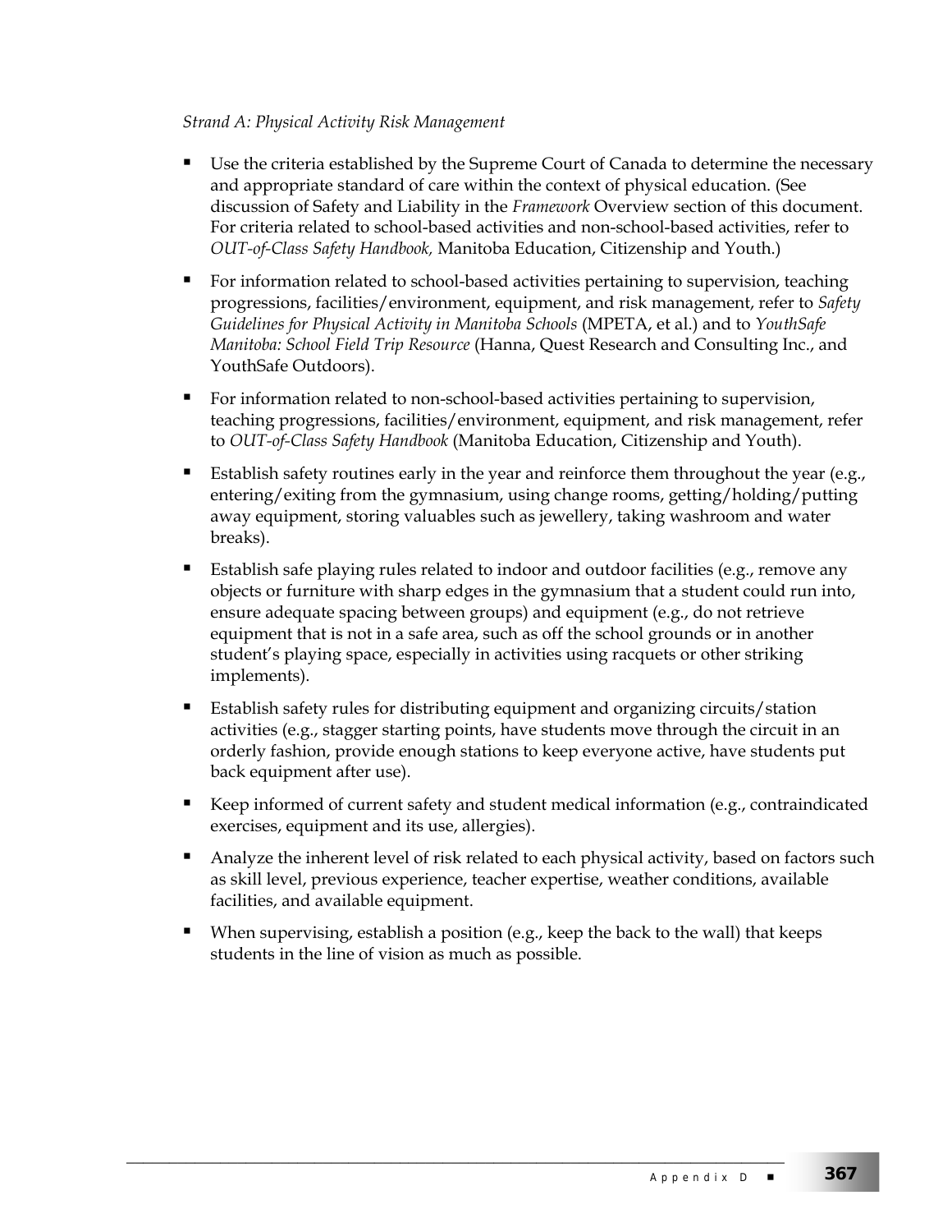*Strand A: Physical Activity Risk Management*

- Use the criteria established by the Supreme Court of Canada to determine the necessary and appropriate standard of care within the context of physical education. (See discussion of Safety and Liability in the *Framework* Overview section of this document. For criteria related to school-based activities and non-school-based activities, refer to *OUT-of-Class Safety Handbook,* Manitoba Education, Citizenship and Youth.)
- For information related to school-based activities pertaining to supervision, teaching progressions, facilities/environment, equipment, and risk management, refer to *Safety Guidelines for Physical Activity in Manitoba Schools* (MPETA, et al.) and to *YouthSafe Manitoba: School Field Trip Resource* (Hanna, Quest Research and Consulting Inc., and YouthSafe Outdoors).
- For information related to non-school-based activities pertaining to supervision, teaching progressions, facilities/environment, equipment, and risk management, refer to *OUT-of-Class Safety Handbook* (Manitoba Education, Citizenship and Youth).
- Establish safety routines early in the year and reinforce them throughout the year (e.g., entering/exiting from the gymnasium, using change rooms, getting/holding/putting away equipment, storing valuables such as jewellery, taking washroom and water breaks).
- Establish safe playing rules related to indoor and outdoor facilities (e.g., remove any objects or furniture with sharp edges in the gymnasium that a student could run into, ensure adequate spacing between groups) and equipment (e.g., do not retrieve equipment that is not in a safe area, such as off the school grounds or in another student's playing space, especially in activities using racquets or other striking implements).
- Establish safety rules for distributing equipment and organizing circuits/station activities (e.g., stagger starting points, have students move through the circuit in an orderly fashion, provide enough stations to keep everyone active, have students put back equipment after use).
- Keep informed of current safety and student medical information (e.g., contraindicated exercises, equipment and its use, allergies).
- Analyze the inherent level of risk related to each physical activity, based on factors such as skill level, previous experience, teacher expertise, weather conditions, available facilities, and available equipment.
- When supervising, establish a position (e.g., keep the back to the wall) that keeps students in the line of vision as much as possible.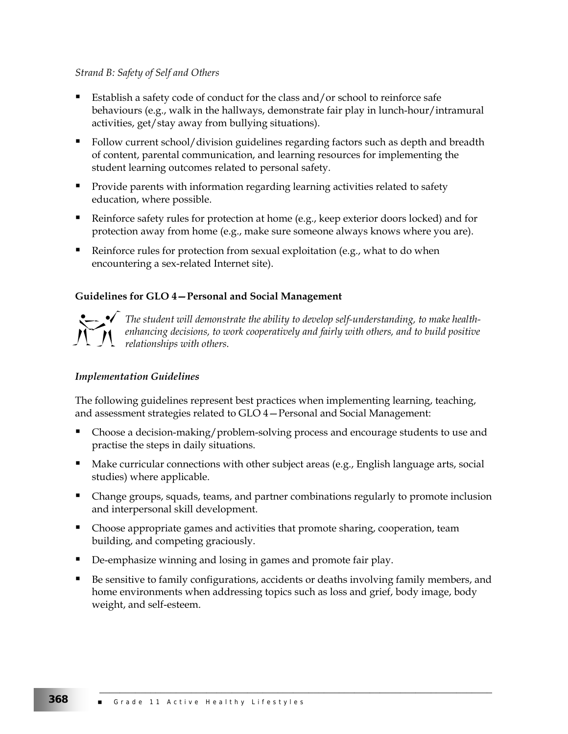*Strand B: Safety of Self and Others*

- Establish a safety code of conduct for the class and/or school to reinforce safe behaviours (e.g., walk in the hallways, demonstrate fair play in lunch-hour/intramural activities, get/stay away from bullying situations).
- Follow current school/division guidelines regarding factors such as depth and breadth of content, parental communication, and learning resources for implementing the student learning outcomes related to personal safety.
- Provide parents with information regarding learning activities related to safety education, where possible.
- Reinforce safety rules for protection at home (e.g., keep exterior doors locked) and for protection away from home (e.g., make sure someone always knows where you are).
- Reinforce rules for protection from sexual exploitation (e.g., what to do when encountering a sex-related Internet site).

### Guidelines for GLO 4—Personal and Social Management

*The student will demonstrate the ability to develop self-understanding, to make health-enhancing decisions, to work cooperatively and fairly with others, and to build positive relationships with others.*

#### *Implementation Guidelines*

The following guidelines represent best practices when implementing learning, teaching, and assessment strategies related to GLO 4—Personal and Social Management:

- Choose a decision-making/problem-solving process and encourage students to use and practise the steps in daily situations.
- Make curricular connections with other subject areas (e.g., English language arts, social studies) where applicable.
- Change groups, squads, teams, and partner combinations regularly to promote inclusion and interpersonal skill development.
- Choose appropriate games and activities that promote sharing, cooperation, team building, and competing graciously.
- De-emphasize winning and losing in games and promote fair play.
- Be sensitive to family configurations, accidents or deaths involving family members, and home environments when addressing topics such as loss and grief, body image, body weight, and self-esteem.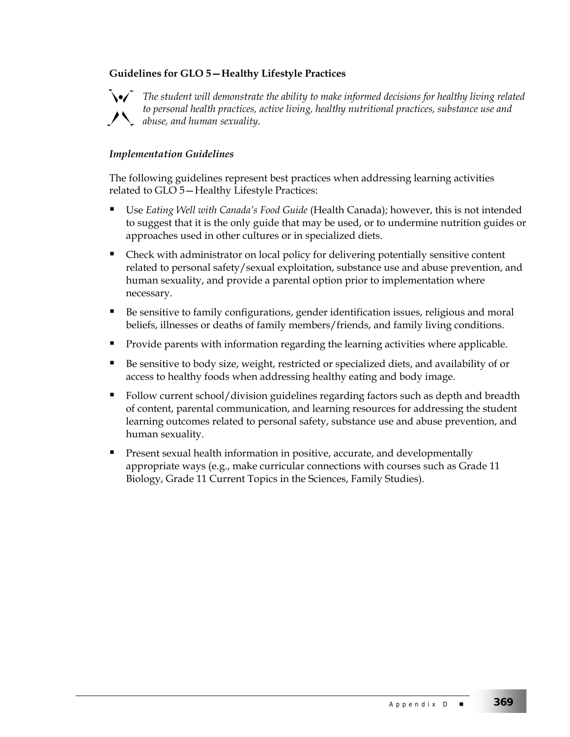### Guidelines for GLO 5—Healthy Lifestyle Practices

*The student will demonstrate the ability to make informed decisions for healthy living related to personal health practices, active living, healthy nutritional practices, substance use and abuse, and human sexuality.*

#### *Implementation Guidelines*

The following guidelines represent best practices when addressing learning activities related to GLO 5—Healthy Lifestyle Practices:

- Use *Eating Well with Canada's Food Guide* (Health Canada); however, this is not intended to suggest that it is the only guide that may be used, or to undermine nutrition guides or approaches used in other cultures or in specialized diets.
- Check with administrator on local policy for delivering potentially sensitive content related to personal safety/sexual exploitation, substance use and abuse prevention, and human sexuality, and provide a parental option prior to implementation where necessary.
- Be sensitive to family configurations, gender identification issues, religious and moral beliefs, illnesses or deaths of family members/friends, and family living conditions.
- Provide parents with information regarding the learning activities where applicable.
- Be sensitive to body size, weight, restricted or specialized diets, and availability of or access to healthy foods when addressing healthy eating and body image.
- Follow current school/division guidelines regarding factors such as depth and breadth of content, parental communication, and learning resources for addressing the student learning outcomes related to personal safety, substance use and abuse prevention, and human sexuality.
- Present sexual health information in positive, accurate, and developmentally appropriate ways (e.g., make curricular connections with courses such as Grade 11 Biology, Grade 11 Current Topics in the Sciences, Family Studies).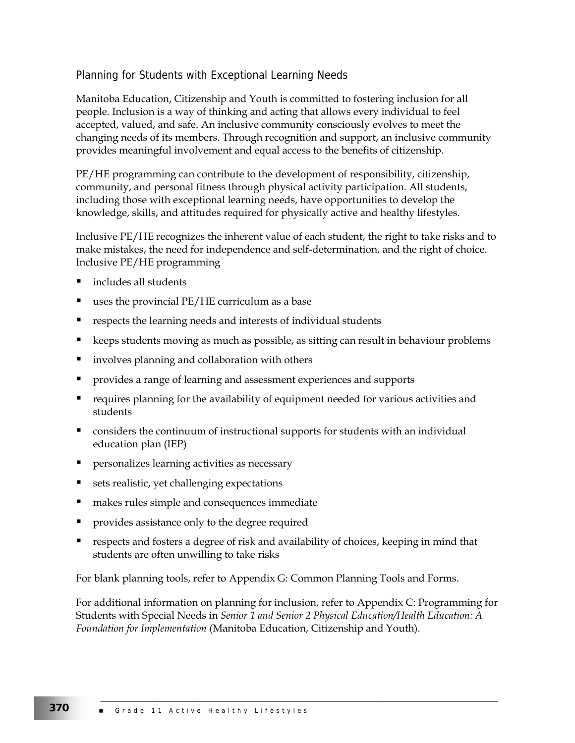## Planning for Students with Exceptional Learning Needs

Manitoba Education, Citizenship and Youth is committed to fostering inclusion for all people. Inclusion is a way of thinking and acting that allows every individual to feel accepted, valued, and safe. An inclusive community consciously evolves to meet the changing needs of its members. Through recognition and support, an inclusive community provides meaningful involvement and equal access to the benefits of citizenship.

PE/HE programming can contribute to the development of responsibility, citizenship, community, and personal fitness through physical activity participation. All students, including those with exceptional learning needs, have opportunities to develop the knowledge, skills, and attitudes required for physically active and healthy lifestyles.

Inclusive PE/HE recognizes the inherent value of each student, the right to take risks and to make mistakes, the need for independence and self-determination, and the right of choice. Inclusive PE/HE programming

- includes all students
- uses the provincial PE/HE curriculum as a base
- respects the learning needs and interests of individual students
- keeps students moving as much as possible, as sitting can result in behaviour problems
- involves planning and collaboration with others
- provides a range of learning and assessment experiences and supports
- requires planning for the availability of equipment needed for various activities and students
- considers the continuum of instructional supports for students with an individual education plan (IEP)
- personalizes learning activities as necessary
- sets realistic, yet challenging expectations
- makes rules simple and consequences immediate
- provides assistance only to the degree required
- respects and fosters a degree of risk and availability of choices, keeping in mind that students are often unwilling to take risks

For blank planning tools, refer to Appendix G: Common Planning Tools and Forms.

For additional information on planning for inclusion, refer to Appendix C: Programming for Students with Special Needs in *Senior 1 and Senior 2 Physical Education/Health Education: A Foundation for Implementation* (Manitoba Education, Citizenship and Youth).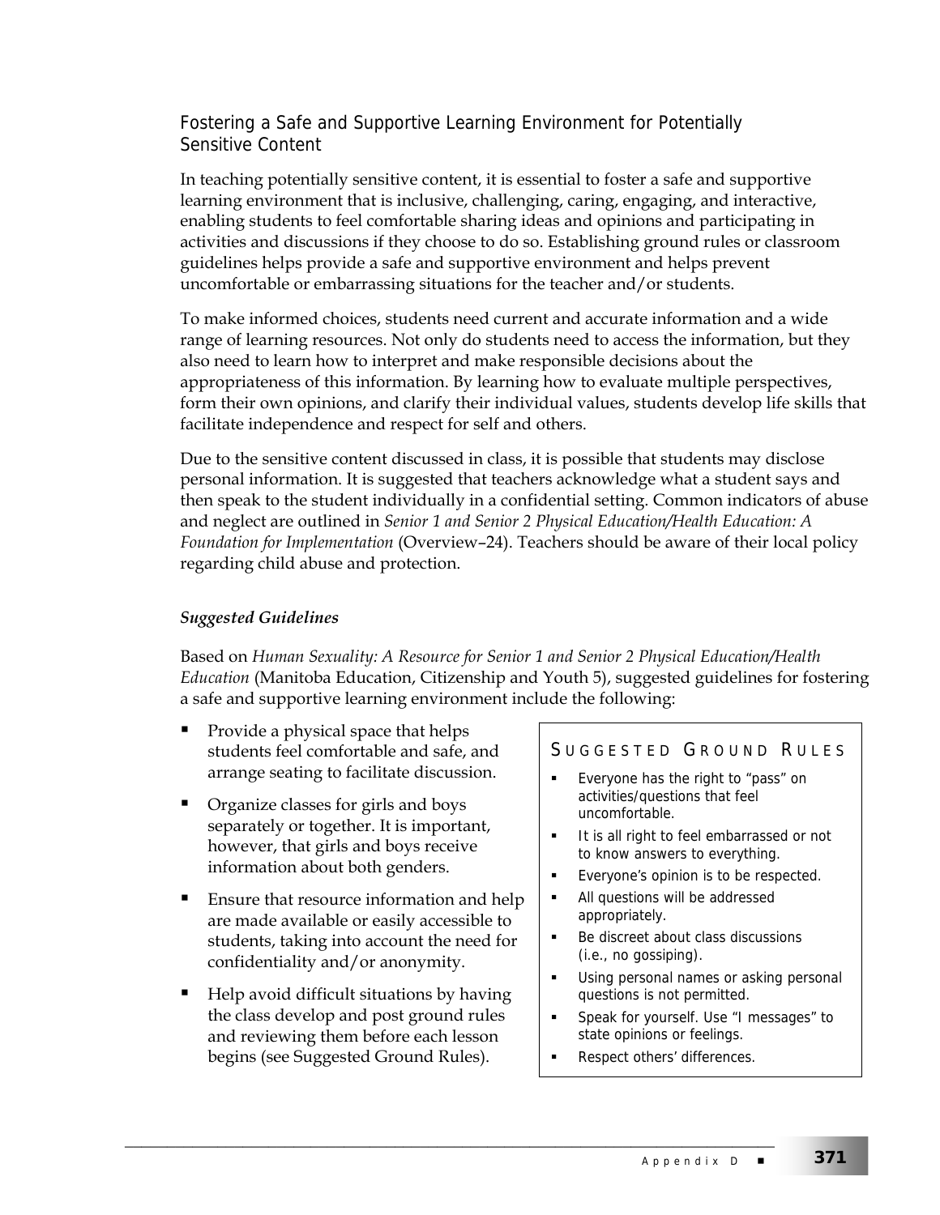## Fostering a Safe and Supportive Learning Environment for Potentially Sensitive Content

In teaching potentially sensitive content, it is essential to foster a safe and supportive learning environment that is inclusive, challenging, caring, engaging, and interactive, enabling students to feel comfortable sharing ideas and opinions and participating in activities and discussions if they choose to do so. Establishing ground rules or classroom guidelines helps provide a safe and supportive environment and helps prevent uncomfortable or embarrassing situations for the teacher and/or students.

To make informed choices, students need current and accurate information and a wide range of learning resources. Not only do students need to access the information, but they also need to learn how to interpret and make responsible decisions about the appropriateness of this information. By learning how to evaluate multiple perspectives, form their own opinions, and clarify their individual values, students develop life skills that facilitate independence and respect for self and others.

Due to the sensitive content discussed in class, it is possible that students may disclose personal information. It is suggested that teachers acknowledge what a student says and then speak to the student individually in a confidential setting. Common indicators of abuse and neglect are outlined in *Senior 1 and Senior 2 Physical Education/Health Education: A Foundation for Implementation* (Overview–24). Teachers should be aware of their local policy regarding child abuse and protection.

### *Suggested Guidelines*

Based on *Human Sexuality: A Resource for Senior 1 and Senior 2 Physical Education/Health Education* (Manitoba Education, Citizenship and Youth 5), suggested guidelines for fostering a safe and supportive learning environment include the following:

- Provide a physical space that helps students feel comfortable and safe, and arrange seating to facilitate discussion.
- Organize classes for girls and boys separately or together. It is important, however, that girls and boys receive information about both genders.
- Ensure that resource information and help are made available or easily accessible to students, taking into account the need for confidentiality and/or anonymity.
- Help avoid difficult situations by having the class develop and post ground rules and reviewing them before each lesson begins (see Suggested Ground Rules).

#### Suggested Ground Rules

- Everyone has the right to "pass" on activities/questions that feel uncomfortable.
- It is all right to feel embarrassed or not to know answers to everything.
- Everyone's opinion is to be respected.
- All questions will be addressed appropriately.
- Be discreet about class discussions (i.e., no gossiping).
- Using personal names or asking personal questions is not permitted.
- Speak for yourself. Use "I messages" to state opinions or feelings.
- Respect others' differences.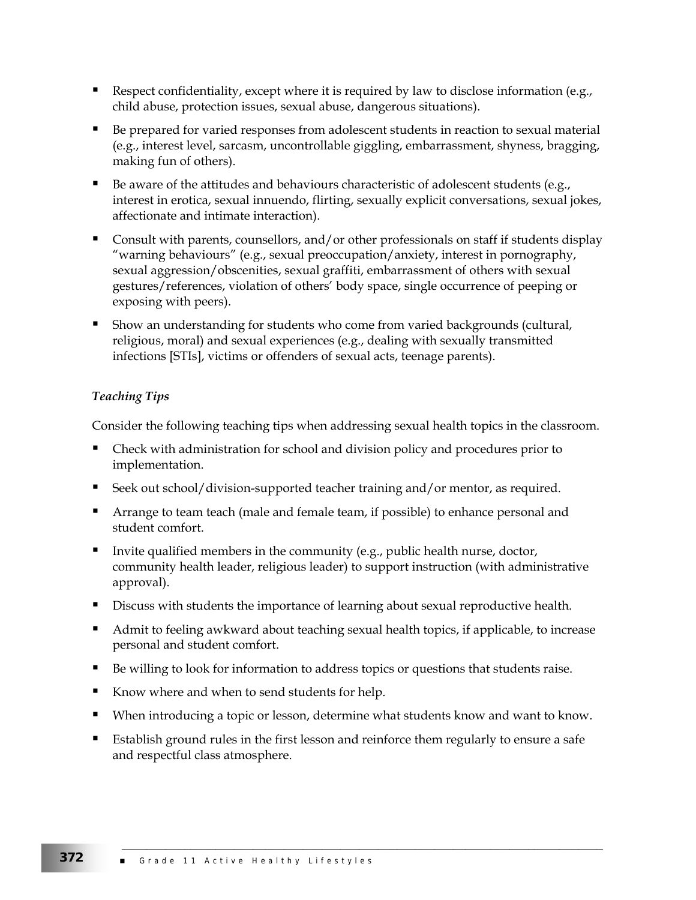- Respect confidentiality, except where it is required by law to disclose information (e.g., child abuse, protection issues, sexual abuse, dangerous situations).
- Be prepared for varied responses from adolescent students in reaction to sexual material (e.g., interest level, sarcasm, uncontrollable giggling, embarrassment, shyness, bragging, making fun of others).
- Be aware of the attitudes and behaviours characteristic of adolescent students (e.g., interest in erotica, sexual innuendo, flirting, sexually explicit conversations, sexual jokes, affectionate and intimate interaction).
- Consult with parents, counsellors, and/or other professionals on staff if students display "warning behaviours" (e.g., sexual preoccupation/anxiety, interest in pornography, sexual aggression/obscenities, sexual graffiti, embarrassment of others with sexual gestures/references, violation of others' body space, single occurrence of peeping or exposing with peers).
- Show an understanding for students who come from varied backgrounds (cultural, religious, moral) and sexual experiences (e.g., dealing with sexually transmitted infections [STIs], victims or offenders of sexual acts, teenage parents).

*Teaching Tips*

Consider the following teaching tips when addressing sexual health topics in the classroom.

- Check with administration for school and division policy and procedures prior to implementation.
- Seek out school/division-supported teacher training and/or mentor, as required.
- Arrange to team teach (male and female team, if possible) to enhance personal and student comfort.
- Invite qualified members in the community (e.g., public health nurse, doctor, community health leader, religious leader) to support instruction (with administrative approval).
- Discuss with students the importance of learning about sexual reproductive health.
- Admit to feeling awkward about teaching sexual health topics, if applicable, to increase personal and student comfort.
- Be willing to look for information to address topics or questions that students raise.
- Know where and when to send students for help.
- When introducing a topic or lesson, determine what students know and want to know.
- Establish ground rules in the first lesson and reinforce them regularly to ensure a safe and respectful class atmosphere.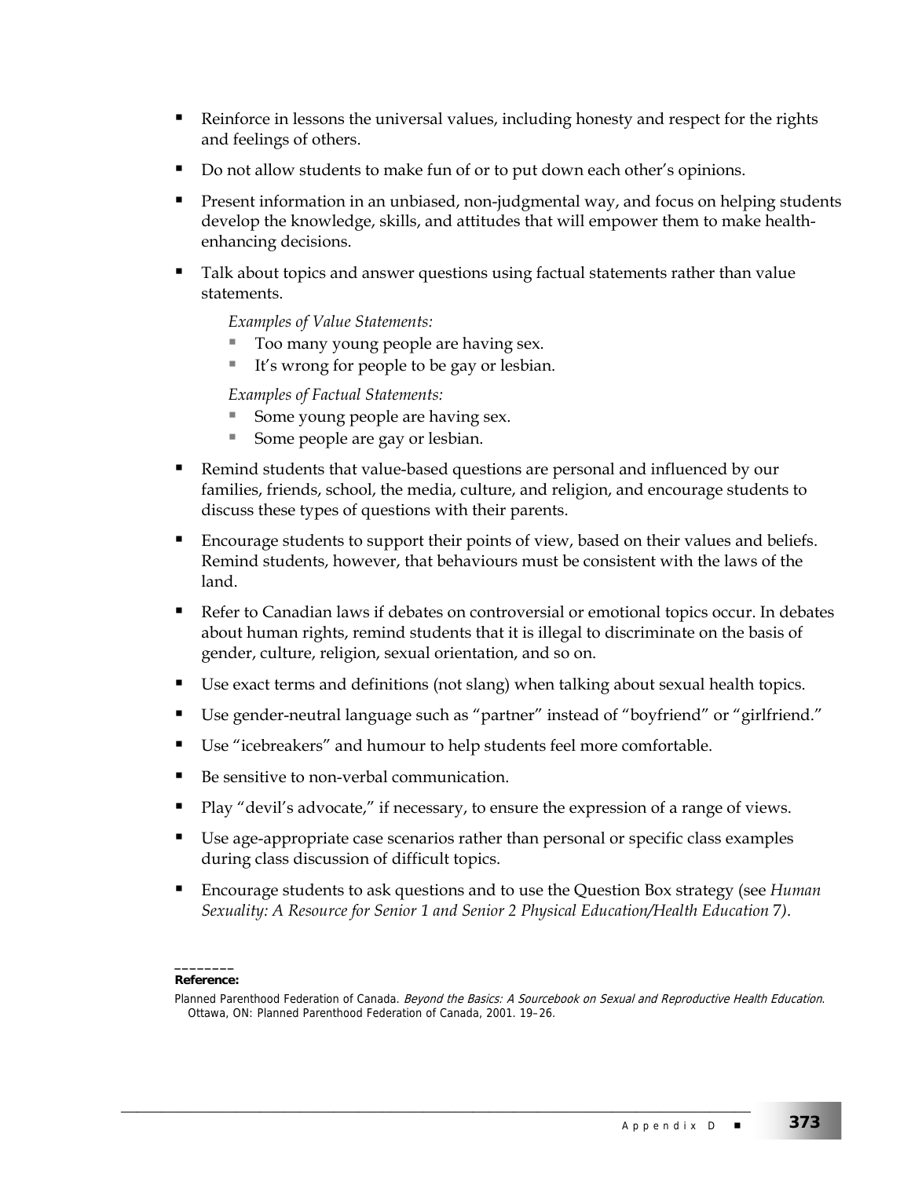- Reinforce in lessons the universal values, including honesty and respect for the rights and feelings of others.
- Do not allow students to make fun of or to put down each other's opinions.
- Present information in an unbiased, non-judgmental way, and focus on helping students develop the knowledge, skills, and attitudes that will empower them to make health-enhancing decisions.
- Talk about topics and answer questions using factual statements rather than value statements.

  *Examples of Value Statements:*
  - Too many young people are having sex.
  - It's wrong for people to be gay or lesbian.

  *Examples of Factual Statements:*
  - Some young people are having sex.
  - Some people are gay or lesbian.
- Remind students that value-based questions are personal and influenced by our families, friends, school, the media, culture, and religion, and encourage students to discuss these types of questions with their parents.
- Encourage students to support their points of view, based on their values and beliefs. Remind students, however, that behaviours must be consistent with the laws of the land.
- Refer to Canadian laws if debates on controversial or emotional topics occur. In debates about human rights, remind students that it is illegal to discriminate on the basis of gender, culture, religion, sexual orientation, and so on.
- Use exact terms and definitions (not slang) when talking about sexual health topics.
- Use gender-neutral language such as "partner" instead of "boyfriend" or "girlfriend."
- Use "icebreakers" and humour to help students feel more comfortable.
- Be sensitive to non-verbal communication.
- Play "devil's advocate," if necessary, to ensure the expression of a range of views.
- Use age-appropriate case scenarios rather than personal or specific class examples during class discussion of difficult topics.
- Encourage students to ask questions and to use the Question Box strategy (see *Human Sexuality: A Resource for Senior 1 and Senior 2 Physical Education/Health Education* 7).

---

**Reference:**

Planned Parenthood Federation of Canada. *Beyond the Basics: A Sourcebook on Sexual and Reproductive Health Education*. Ottawa, ON: Planned Parenthood Federation of Canada, 2001. 19–26.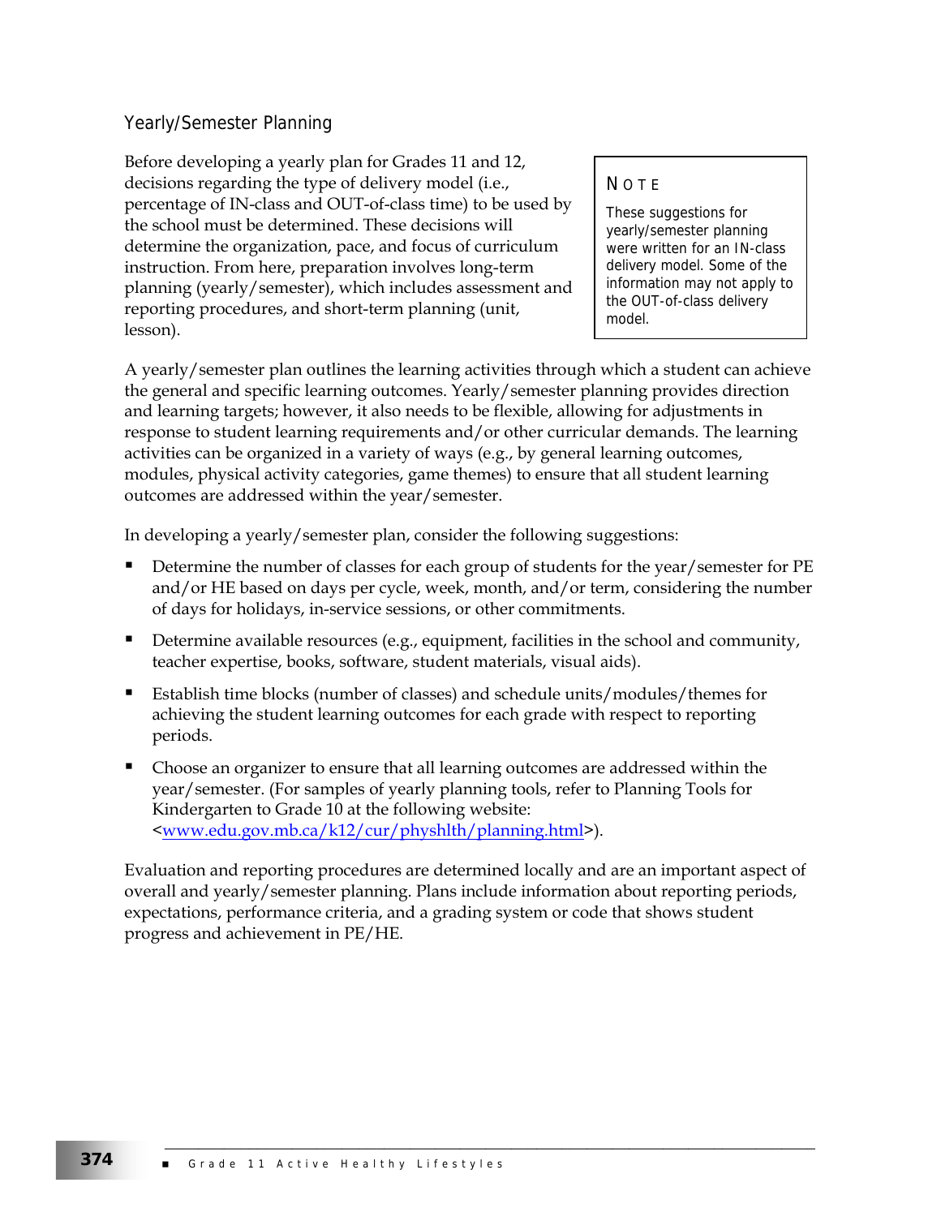### Yearly/Semester Planning

Before developing a yearly plan for Grades 11 and 12, decisions regarding the type of delivery model (i.e., percentage of IN-class and OUT-of-class time) to be used by the school must be determined. These decisions will determine the organization, pace, and focus of curriculum instruction. From here, preparation involves long-term planning (yearly/semester), which includes assessment and reporting procedures, and short-term planning (unit, lesson).

> **NOTE**
>
> These suggestions for yearly/semester planning were written for an IN-class delivery model. Some of the information may not apply to the OUT-of-class delivery model.

A yearly/semester plan outlines the learning activities through which a student can achieve the general and specific learning outcomes. Yearly/semester planning provides direction and learning targets; however, it also needs to be flexible, allowing for adjustments in response to student learning requirements and/or other curricular demands. The learning activities can be organized in a variety of ways (e.g., by general learning outcomes, modules, physical activity categories, game themes) to ensure that all student learning outcomes are addressed within the year/semester.

In developing a yearly/semester plan, consider the following suggestions:

- Determine the number of classes for each group of students for the year/semester for PE and/or HE based on days per cycle, week, month, and/or term, considering the number of days for holidays, in-service sessions, or other commitments.
- Determine available resources (e.g., equipment, facilities in the school and community, teacher expertise, books, software, student materials, visual aids).
- Establish time blocks (number of classes) and schedule units/modules/themes for achieving the student learning outcomes for each grade with respect to reporting periods.
- Choose an organizer to ensure that all learning outcomes are addressed within the year/semester. (For samples of yearly planning tools, refer to Planning Tools for Kindergarten to Grade 10 at the following website: <www.edu.gov.mb.ca/k12/cur/physhlth/planning.html>).

Evaluation and reporting procedures are determined locally and are an important aspect of overall and yearly/semester planning. Plans include information about reporting periods, expectations, performance criteria, and a grading system or code that shows student progress and achievement in PE/HE.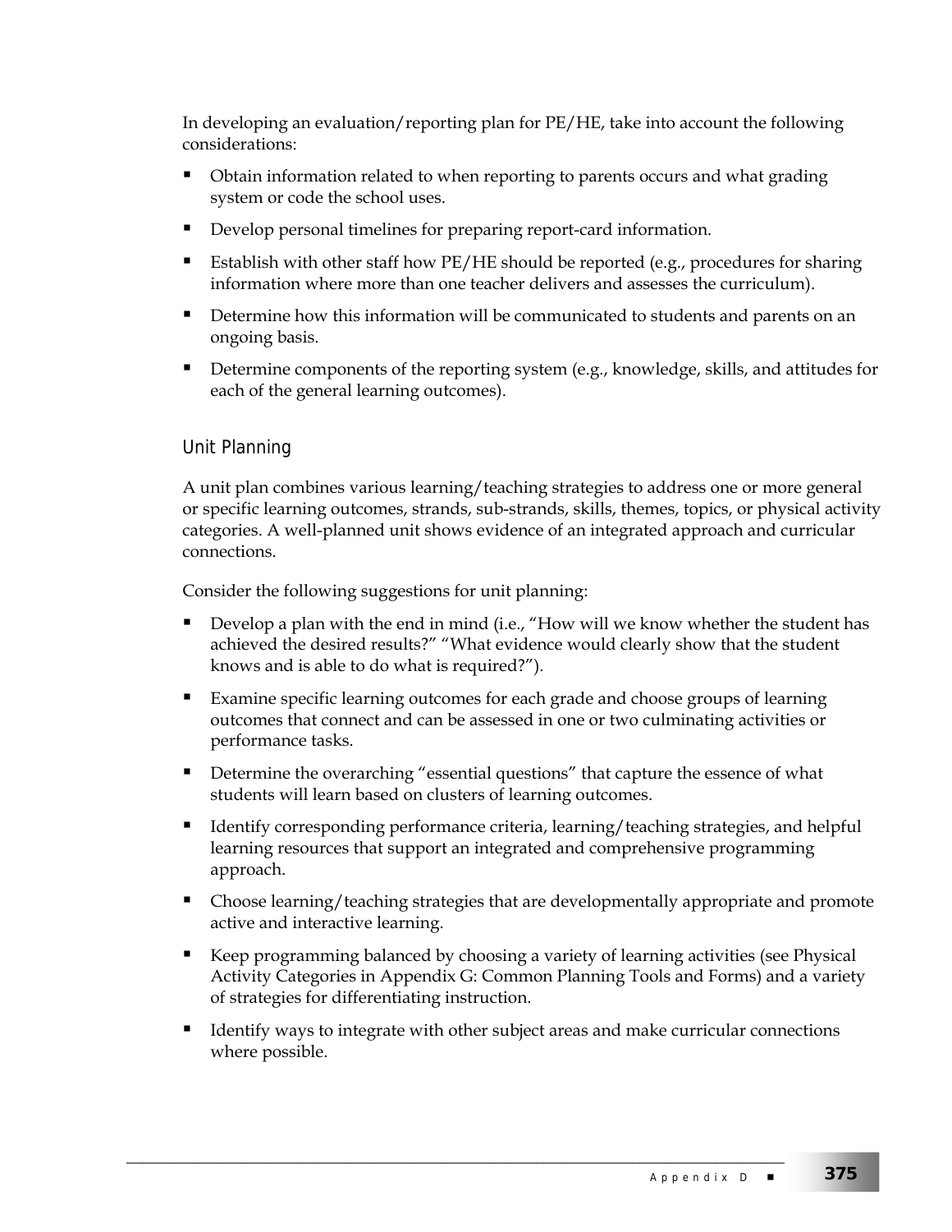In developing an evaluation/reporting plan for PE/HE, take into account the following considerations:

- Obtain information related to when reporting to parents occurs and what grading system or code the school uses.
- Develop personal timelines for preparing report-card information.
- Establish with other staff how PE/HE should be reported (e.g., procedures for sharing information where more than one teacher delivers and assesses the curriculum).
- Determine how this information will be communicated to students and parents on an ongoing basis.
- Determine components of the reporting system (e.g., knowledge, skills, and attitudes for each of the general learning outcomes).

### Unit Planning

A unit plan combines various learning/teaching strategies to address one or more general or specific learning outcomes, strands, sub-strands, skills, themes, topics, or physical activity categories. A well-planned unit shows evidence of an integrated approach and curricular connections.

Consider the following suggestions for unit planning:

- Develop a plan with the end in mind (i.e., "How will we know whether the student has achieved the desired results?" "What evidence would clearly show that the student knows and is able to do what is required?").
- Examine specific learning outcomes for each grade and choose groups of learning outcomes that connect and can be assessed in one or two culminating activities or performance tasks.
- Determine the overarching "essential questions" that capture the essence of what students will learn based on clusters of learning outcomes.
- Identify corresponding performance criteria, learning/teaching strategies, and helpful learning resources that support an integrated and comprehensive programming approach.
- Choose learning/teaching strategies that are developmentally appropriate and promote active and interactive learning.
- Keep programming balanced by choosing a variety of learning activities (see Physical Activity Categories in Appendix G: Common Planning Tools and Forms) and a variety of strategies for differentiating instruction.
- Identify ways to integrate with other subject areas and make curricular connections where possible.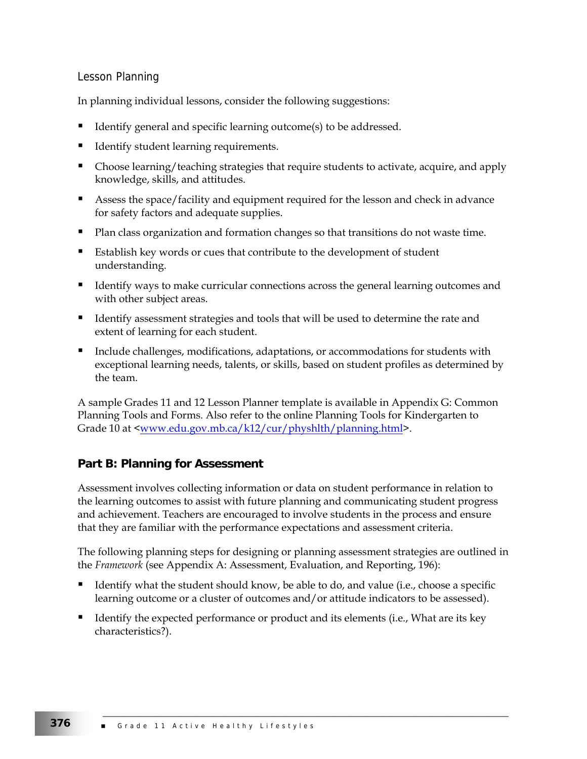### Lesson Planning

In planning individual lessons, consider the following suggestions:

- Identify general and specific learning outcome(s) to be addressed.
- Identify student learning requirements.
- Choose learning/teaching strategies that require students to activate, acquire, and apply knowledge, skills, and attitudes.
- Assess the space/facility and equipment required for the lesson and check in advance for safety factors and adequate supplies.
- Plan class organization and formation changes so that transitions do not waste time.
- Establish key words or cues that contribute to the development of student understanding.
- Identify ways to make curricular connections across the general learning outcomes and with other subject areas.
- Identify assessment strategies and tools that will be used to determine the rate and extent of learning for each student.
- Include challenges, modifications, adaptations, or accommodations for students with exceptional learning needs, talents, or skills, based on student profiles as determined by the team.

A sample Grades 11 and 12 Lesson Planner template is available in Appendix G: Common Planning Tools and Forms. Also refer to the online Planning Tools for Kindergarten to Grade 10 at <www.edu.gov.mb.ca/k12/cur/physhlth/planning.html>.

## Part B: Planning for Assessment

Assessment involves collecting information or data on student performance in relation to the learning outcomes to assist with future planning and communicating student progress and achievement. Teachers are encouraged to involve students in the process and ensure that they are familiar with the performance expectations and assessment criteria.

The following planning steps for designing or planning assessment strategies are outlined in the *Framework* (see Appendix A: Assessment, Evaluation, and Reporting, 196):

- Identify what the student should know, be able to do, and value (i.e., choose a specific learning outcome or a cluster of outcomes and/or attitude indicators to be assessed).
- Identify the expected performance or product and its elements (i.e., What are its key characteristics?).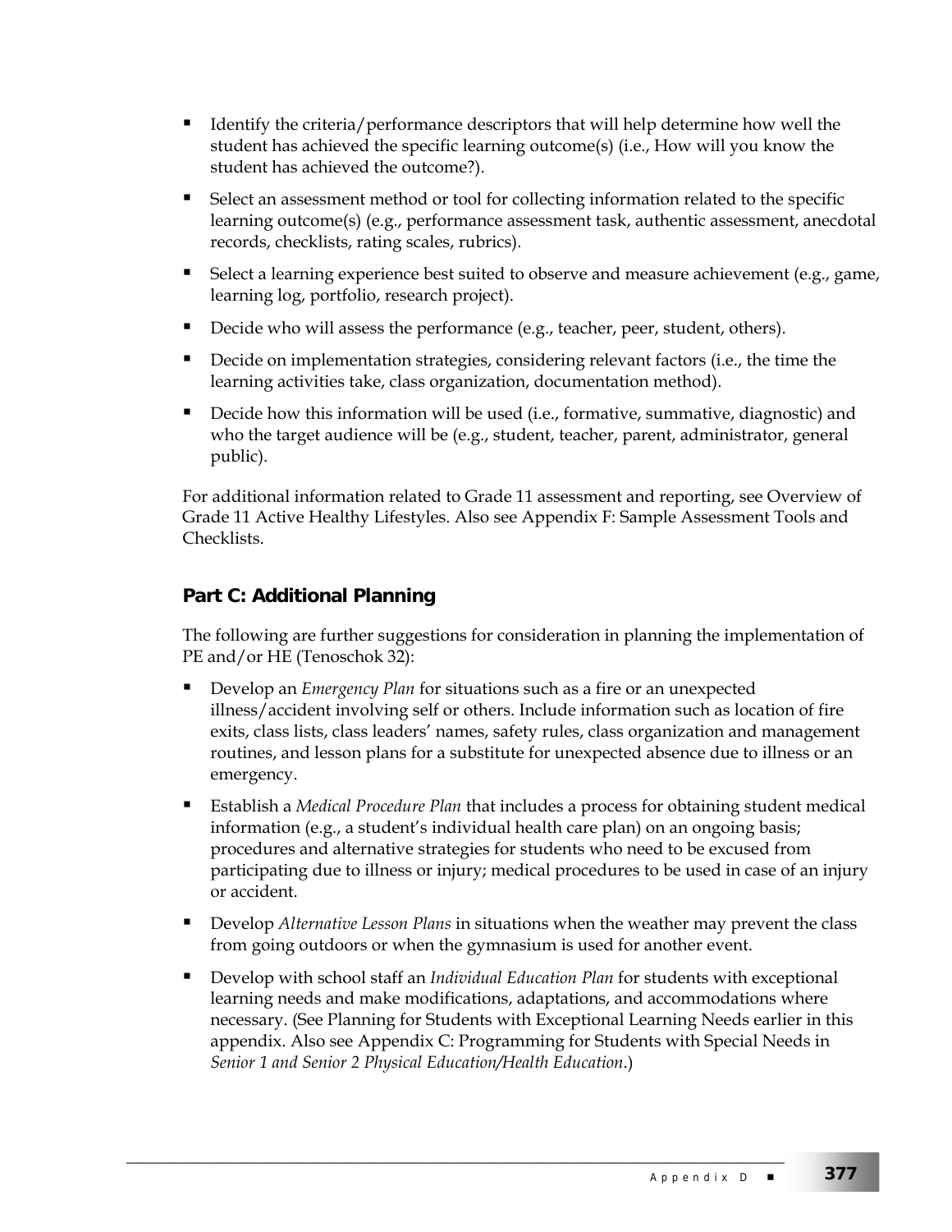- Identify the criteria/performance descriptors that will help determine how well the student has achieved the specific learning outcome(s) (i.e., How will you know the student has achieved the outcome?).
- Select an assessment method or tool for collecting information related to the specific learning outcome(s) (e.g., performance assessment task, authentic assessment, anecdotal records, checklists, rating scales, rubrics).
- Select a learning experience best suited to observe and measure achievement (e.g., game, learning log, portfolio, research project).
- Decide who will assess the performance (e.g., teacher, peer, student, others).
- Decide on implementation strategies, considering relevant factors (i.e., the time the learning activities take, class organization, documentation method).
- Decide how this information will be used (i.e., formative, summative, diagnostic) and who the target audience will be (e.g., student, teacher, parent, administrator, general public).

For additional information related to Grade 11 assessment and reporting, see Overview of Grade 11 Active Healthy Lifestyles. Also see Appendix F: Sample Assessment Tools and Checklists.

## Part C: Additional Planning

The following are further suggestions for consideration in planning the implementation of PE and/or HE (Tenoschok 32):

- Develop an *Emergency Plan* for situations such as a fire or an unexpected illness/accident involving self or others. Include information such as location of fire exits, class lists, class leaders' names, safety rules, class organization and management routines, and lesson plans for a substitute for unexpected absence due to illness or an emergency.
- Establish a *Medical Procedure Plan* that includes a process for obtaining student medical information (e.g., a student's individual health care plan) on an ongoing basis; procedures and alternative strategies for students who need to be excused from participating due to illness or injury; medical procedures to be used in case of an injury or accident.
- Develop *Alternative Lesson Plans* in situations when the weather may prevent the class from going outdoors or when the gymnasium is used for another event.
- Develop with school staff an *Individual Education Plan* for students with exceptional learning needs and make modifications, adaptations, and accommodations where necessary. (See Planning for Students with Exceptional Learning Needs earlier in this appendix. Also see Appendix C: Programming for Students with Special Needs in *Senior 1 and Senior 2 Physical Education/Health Education*.)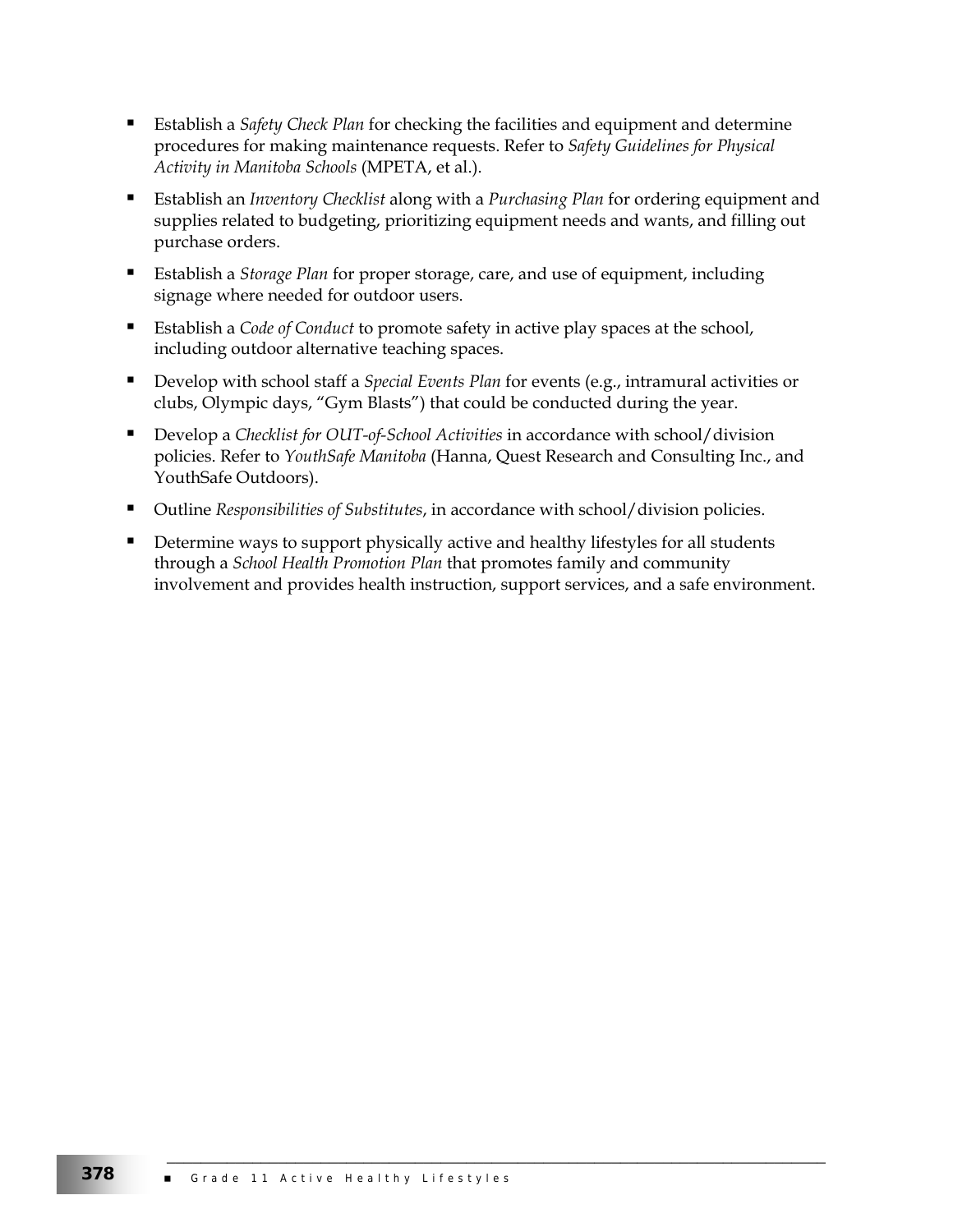- Establish a *Safety Check Plan* for checking the facilities and equipment and determine procedures for making maintenance requests. Refer to *Safety Guidelines for Physical Activity in Manitoba Schools* (MPETA, et al.).
- Establish an *Inventory Checklist* along with a *Purchasing Plan* for ordering equipment and supplies related to budgeting, prioritizing equipment needs and wants, and filling out purchase orders.
- Establish a *Storage Plan* for proper storage, care, and use of equipment, including signage where needed for outdoor users.
- Establish a *Code of Conduct* to promote safety in active play spaces at the school, including outdoor alternative teaching spaces.
- Develop with school staff a *Special Events Plan* for events (e.g., intramural activities or clubs, Olympic days, "Gym Blasts") that could be conducted during the year.
- Develop a *Checklist for OUT-of-School Activities* in accordance with school/division policies. Refer to *YouthSafe Manitoba* (Hanna, Quest Research and Consulting Inc., and YouthSafe Outdoors).
- Outline *Responsibilities of Substitutes*, in accordance with school/division policies.
- Determine ways to support physically active and healthy lifestyles for all students through a *School Health Promotion Plan* that promotes family and community involvement and provides health instruction, support services, and a safe environment.